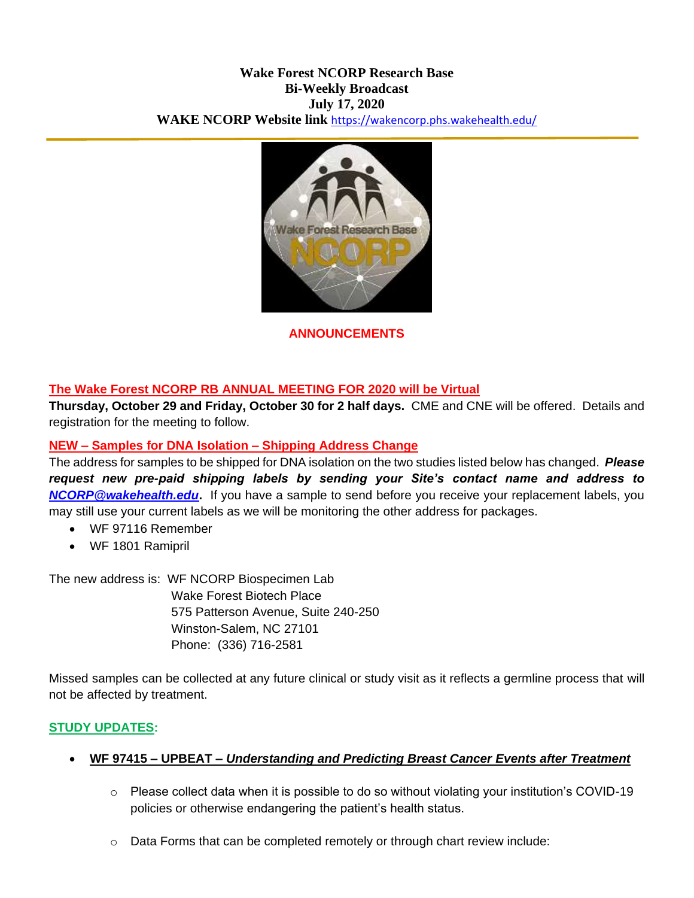**Wake Forest NCORP Research Base**
**Bi-Weekly Broadcast**
**July 17, 2020**
**WAKE NCORP Website link** https://wakencorp.phs.wakehealth.edu/

## ANNOUNCEMENTS

### The Wake Forest NCORP RB ANNUAL MEETING FOR 2020 will be Virtual

**Thursday, October 29 and Friday, October 30 for 2 half days.** CME and CNE will be offered. Details and registration for the meeting to follow.

### NEW – Samples for DNA Isolation – Shipping Address Change

The address for samples to be shipped for DNA isolation on the two studies listed below has changed. ***Please request new pre-paid shipping labels by sending your Site's contact name and address to NCORP@wakehealth.edu.*** If you have a sample to send before you receive your replacement labels, you may still use your current labels as we will be monitoring the other address for packages.

- WF 97116 Remember
- WF 1801 Ramipril

The new address is: WF NCORP Biospecimen Lab
Wake Forest Biotech Place
575 Patterson Avenue, Suite 240-250
Winston-Salem, NC 27101
Phone: (336) 716-2581

Missed samples can be collected at any future clinical or study visit as it reflects a germline process that will not be affected by treatment.

## STUDY UPDATES:

- **WF 97415 – UPBEAT – *Understanding and Predicting Breast Cancer Events after Treatment***
  - Please collect data when it is possible to do so without violating your institution's COVID-19 policies or otherwise endangering the patient's health status.
  - Data Forms that can be completed remotely or through chart review include: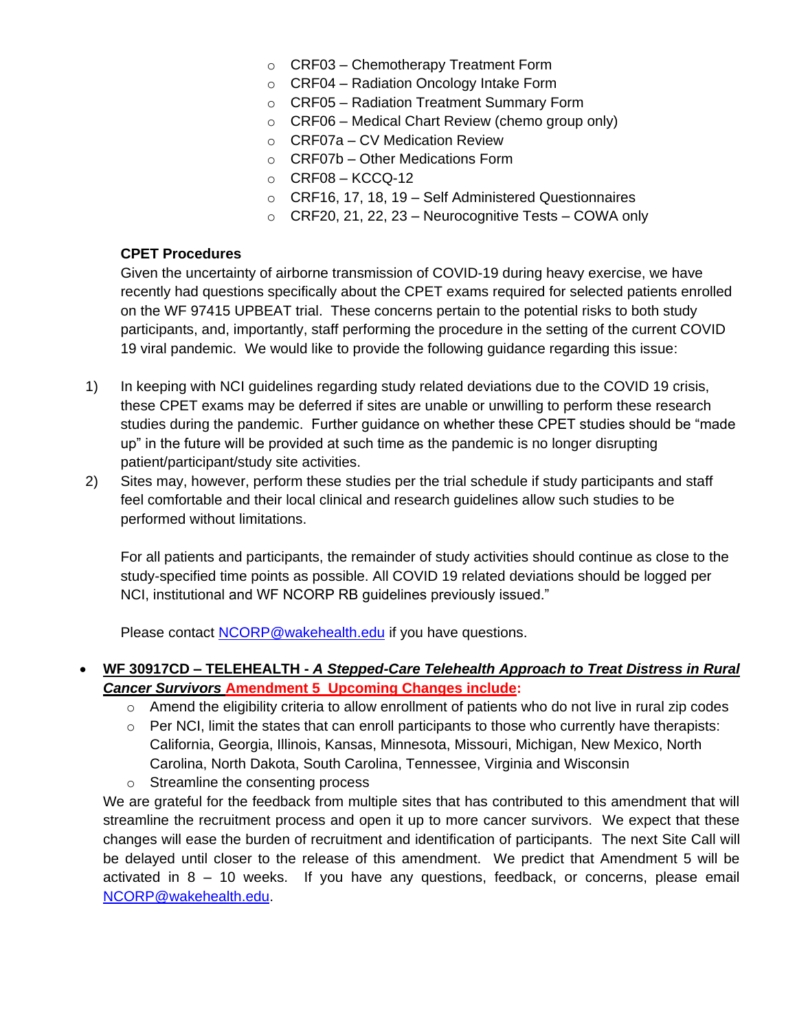- CRF03 – Chemotherapy Treatment Form
- CRF04 – Radiation Oncology Intake Form
- CRF05 – Radiation Treatment Summary Form
- CRF06 – Medical Chart Review (chemo group only)
- CRF07a – CV Medication Review
- CRF07b – Other Medications Form
- CRF08 – KCCQ-12
- CRF16, 17, 18, 19 – Self Administered Questionnaires
- CRF20, 21, 22, 23 – Neurocognitive Tests – COWA only

**CPET Procedures**

Given the uncertainty of airborne transmission of COVID-19 during heavy exercise, we have recently had questions specifically about the CPET exams required for selected patients enrolled on the WF 97415 UPBEAT trial. These concerns pertain to the potential risks to both study participants, and, importantly, staff performing the procedure in the setting of the current COVID 19 viral pandemic. We would like to provide the following guidance regarding this issue:

1) In keeping with NCI guidelines regarding study related deviations due to the COVID 19 crisis, these CPET exams may be deferred if sites are unable or unwilling to perform these research studies during the pandemic. Further guidance on whether these CPET studies should be "made up" in the future will be provided at such time as the pandemic is no longer disrupting patient/participant/study site activities.
2) Sites may, however, perform these studies per the trial schedule if study participants and staff feel comfortable and their local clinical and research guidelines allow such studies to be performed without limitations.

For all patients and participants, the remainder of study activities should continue as close to the study-specified time points as possible. All COVID 19 related deviations should be logged per NCI, institutional and WF NCORP RB guidelines previously issued."

Please contact NCORP@wakehealth.edu if you have questions.

- **WF 30917CD – TELEHEALTH - *A Stepped-Care Telehealth Approach to Treat Distress in Rural Cancer Survivors* Amendment 5 Upcoming Changes include:**
  - Amend the eligibility criteria to allow enrollment of patients who do not live in rural zip codes
  - Per NCI, limit the states that can enroll participants to those who currently have therapists: California, Georgia, Illinois, Kansas, Minnesota, Missouri, Michigan, New Mexico, North Carolina, North Dakota, South Carolina, Tennessee, Virginia and Wisconsin
  - Streamline the consenting process

  We are grateful for the feedback from multiple sites that has contributed to this amendment that will streamline the recruitment process and open it up to more cancer survivors. We expect that these changes will ease the burden of recruitment and identification of participants. The next Site Call will be delayed until closer to the release of this amendment. We predict that Amendment 5 will be activated in 8 – 10 weeks. If you have any questions, feedback, or concerns, please email NCORP@wakehealth.edu.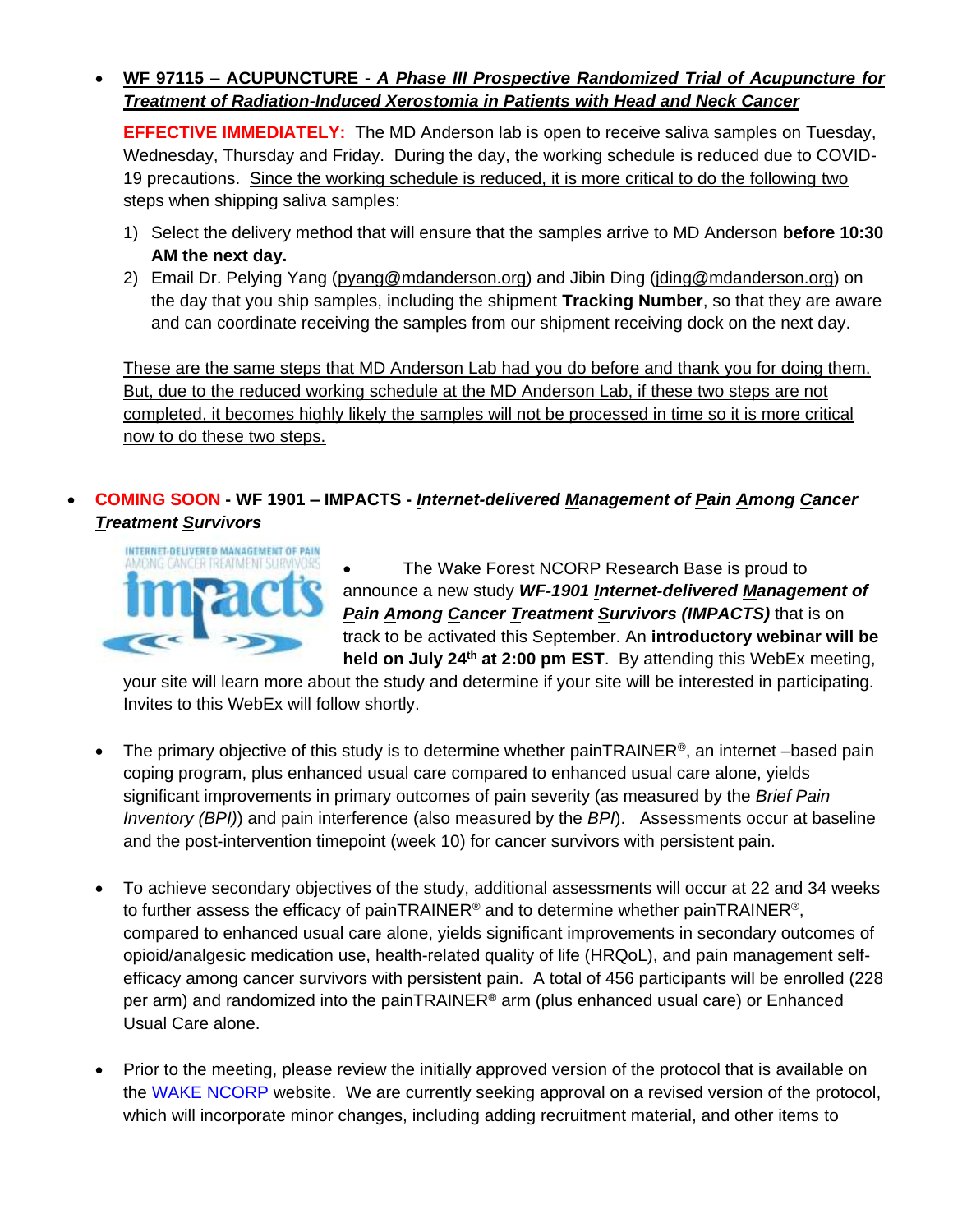- **WF 97115 – ACUPUNCTURE - *A Phase III Prospective Randomized Trial of Acupuncture for Treatment of Radiation-Induced Xerostomia in Patients with Head and Neck Cancer***

  **EFFECTIVE IMMEDIATELY:** The MD Anderson lab is open to receive saliva samples on Tuesday, Wednesday, Thursday and Friday. During the day, the working schedule is reduced due to COVID-19 precautions. Since the working schedule is reduced, it is more critical to do the following two steps when shipping saliva samples:

  1) Select the delivery method that will ensure that the samples arrive to MD Anderson **before 10:30 AM the next day.**
  2) Email Dr. Pelying Yang (pyang@mdanderson.org) and Jibin Ding (jding@mdanderson.org) on the day that you ship samples, including the shipment **Tracking Number**, so that they are aware and can coordinate receiving the samples from our shipment receiving dock on the next day.

  These are the same steps that MD Anderson Lab had you do before and thank you for doing them. But, due to the reduced working schedule at the MD Anderson Lab, if these two steps are not completed, it becomes highly likely the samples will not be processed in time so it is more critical now to do these two steps.

- **COMING SOON - WF 1901 – IMPACTS - *Internet-delivered Management of Pain Among Cancer Treatment Survivors***

  - The Wake Forest NCORP Research Base is proud to announce a new study ***WF-1901 Internet-delivered Management of Pain Among Cancer Treatment Survivors (IMPACTS)*** that is on track to be activated this September. An **introductory webinar will be held on July 24th at 2:00 pm EST**. By attending this WebEx meeting, your site will learn more about the study and determine if your site will be interested in participating. Invites to this WebEx will follow shortly.

  - The primary objective of this study is to determine whether painTRAINER®, an internet –based pain coping program, plus enhanced usual care compared to enhanced usual care alone, yields significant improvements in primary outcomes of pain severity (as measured by the *Brief Pain Inventory (BPI)*) and pain interference (also measured by the *BPI*). Assessments occur at baseline and the post-intervention timepoint (week 10) for cancer survivors with persistent pain.

  - To achieve secondary objectives of the study, additional assessments will occur at 22 and 34 weeks to further assess the efficacy of painTRAINER® and to determine whether painTRAINER®, compared to enhanced usual care alone, yields significant improvements in secondary outcomes of opioid/analgesic medication use, health-related quality of life (HRQoL), and pain management self-efficacy among cancer survivors with persistent pain. A total of 456 participants will be enrolled (228 per arm) and randomized into the painTRAINER® arm (plus enhanced usual care) or Enhanced Usual Care alone.

  - Prior to the meeting, please review the initially approved version of the protocol that is available on the WAKE NCORP website. We are currently seeking approval on a revised version of the protocol, which will incorporate minor changes, including adding recruitment material, and other items to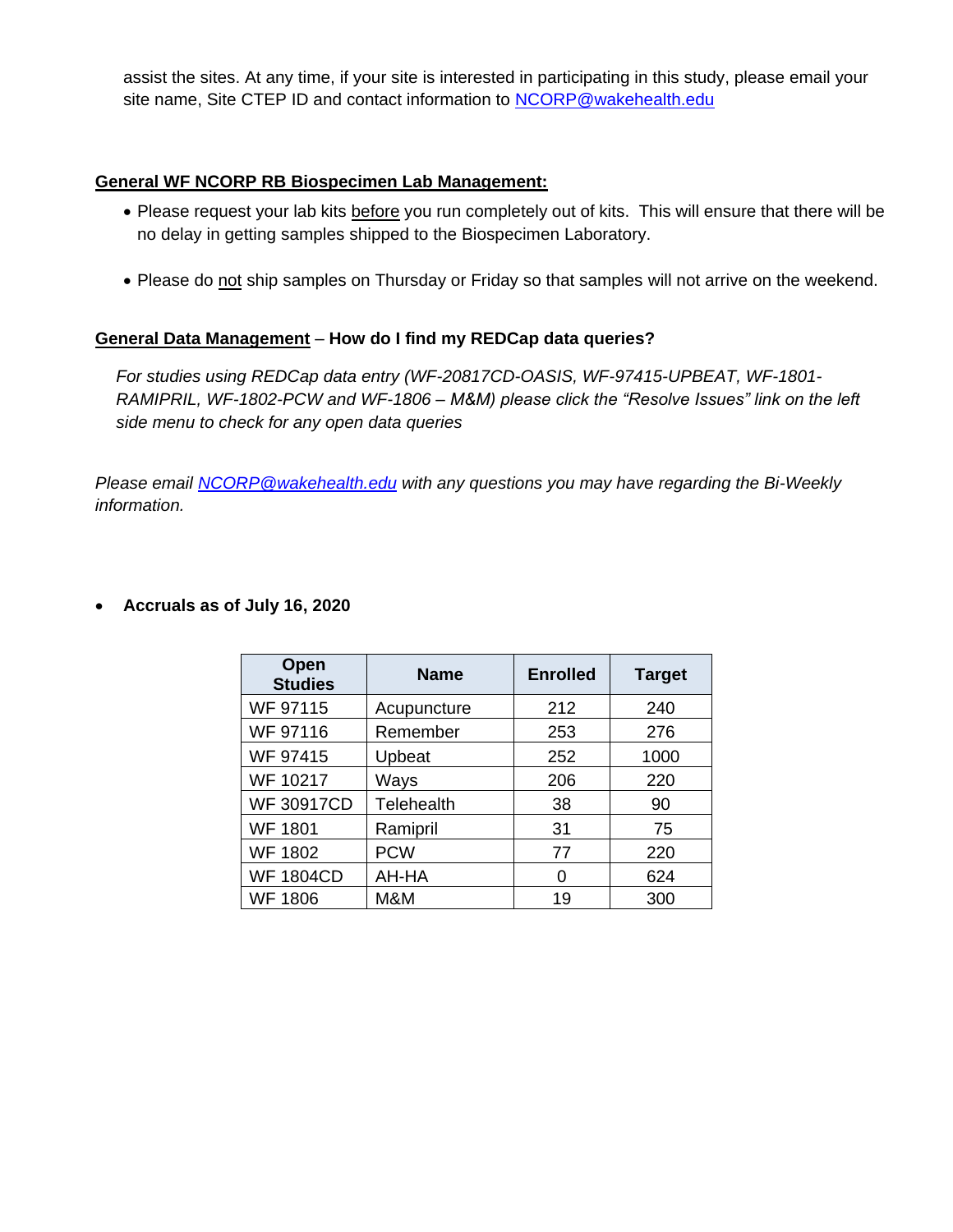assist the sites. At any time, if your site is interested in participating in this study, please email your site name, Site CTEP ID and contact information to NCORP@wakehealth.edu

**General WF NCORP RB Biospecimen Lab Management:**

- Please request your lab kits before you run completely out of kits. This will ensure that there will be no delay in getting samples shipped to the Biospecimen Laboratory.

- Please do not ship samples on Thursday or Friday so that samples will not arrive on the weekend.

**General Data Management – How do I find my REDCap data queries?**

*For studies using REDCap data entry (WF-20817CD-OASIS, WF-97415-UPBEAT, WF-1801-RAMIPRIL, WF-1802-PCW and WF-1806 – M&M) please click the "Resolve Issues" link on the left side menu to check for any open data queries*

*Please email NCORP@wakehealth.edu with any questions you may have regarding the Bi-Weekly information.*

- **Accruals as of July 16, 2020**

| Open Studies | Name | Enrolled | Target |
|---|---|---|---|
| WF 97115 | Acupuncture | 212 | 240 |
| WF 97116 | Remember | 253 | 276 |
| WF 97415 | Upbeat | 252 | 1000 |
| WF 10217 | Ways | 206 | 220 |
| WF 30917CD | Telehealth | 38 | 90 |
| WF 1801 | Ramipril | 31 | 75 |
| WF 1802 | PCW | 77 | 220 |
| WF 1804CD | AH-HA | 0 | 624 |
| WF 1806 | M&M | 19 | 300 |